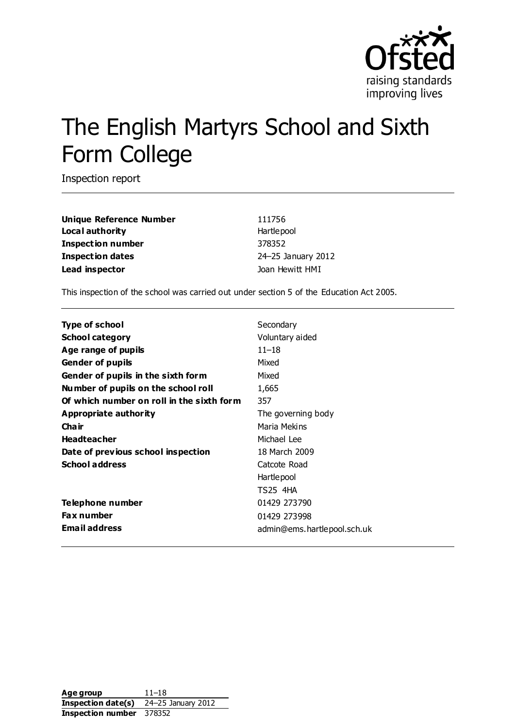# The English Martyrs School and Sixth Form College

Inspection report

| | |
|---|---|
| **Unique Reference Number** | 111756 |
| **Local authority** | Hartlepool |
| **Inspection number** | 378352 |
| **Inspection dates** | 24–25 January 2012 |
| **Lead inspector** | Joan Hewitt HMI |

This inspection of the school was carried out under section 5 of the Education Act 2005.

| | |
|---|---|
| **Type of school** | Secondary |
| **School category** | Voluntary aided |
| **Age range of pupils** | 11–18 |
| **Gender of pupils** | Mixed |
| **Gender of pupils in the sixth form** | Mixed |
| **Number of pupils on the school roll** | 1,665 |
| **Of which number on roll in the sixth form** | 357 |
| **Appropriate authority** | The governing body |
| **Chair** | Maria Mekins |
| **Headteacher** | Michael Lee |
| **Date of previous school inspection** | 18 March 2009 |
| **School address** | Catcote Road<br>Hartlepool<br>TS25 4HA |
| **Telephone number** | 01429 273790 |
| **Fax number** | 01429 273998 |
| **Email address** | admin@ems.hartlepool.sch.uk |

| | |
|---|---|
| **Age group** | 11–18 |
| **Inspection date(s)** | 24–25 January 2012 |
| **Inspection number** | 378352 |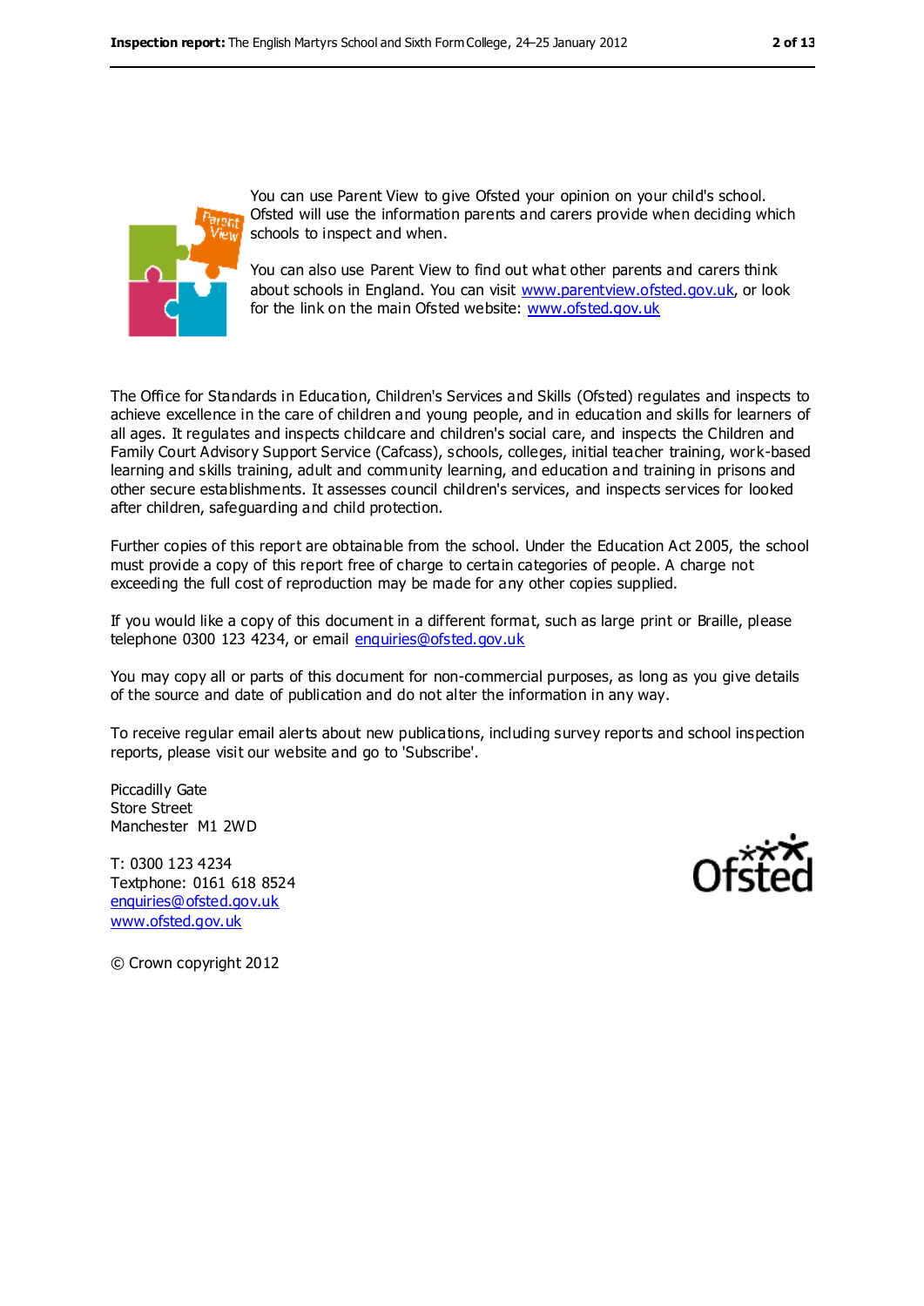You can use Parent View to give Ofsted your opinion on your child's school. Ofsted will use the information parents and carers provide when deciding which schools to inspect and when.

You can also use Parent View to find out what other parents and carers think about schools in England. You can visit www.parentview.ofsted.gov.uk, or look for the link on the main Ofsted website: www.ofsted.gov.uk

The Office for Standards in Education, Children's Services and Skills (Ofsted) regulates and inspects to achieve excellence in the care of children and young people, and in education and skills for learners of all ages. It regulates and inspects childcare and children's social care, and inspects the Children and Family Court Advisory Support Service (Cafcass), schools, colleges, initial teacher training, work-based learning and skills training, adult and community learning, and education and training in prisons and other secure establishments. It assesses council children's services, and inspects services for looked after children, safeguarding and child protection.

Further copies of this report are obtainable from the school. Under the Education Act 2005, the school must provide a copy of this report free of charge to certain categories of people. A charge not exceeding the full cost of reproduction may be made for any other copies supplied.

If you would like a copy of this document in a different format, such as large print or Braille, please telephone 0300 123 4234, or email enquiries@ofsted.gov.uk

You may copy all or parts of this document for non-commercial purposes, as long as you give details of the source and date of publication and do not alter the information in any way.

To receive regular email alerts about new publications, including survey reports and school inspection reports, please visit our website and go to 'Subscribe'.

Piccadilly Gate
Store Street
Manchester M1 2WD

T: 0300 123 4234
Textphone: 0161 618 8524
enquiries@ofsted.gov.uk
www.ofsted.gov.uk

© Crown copyright 2012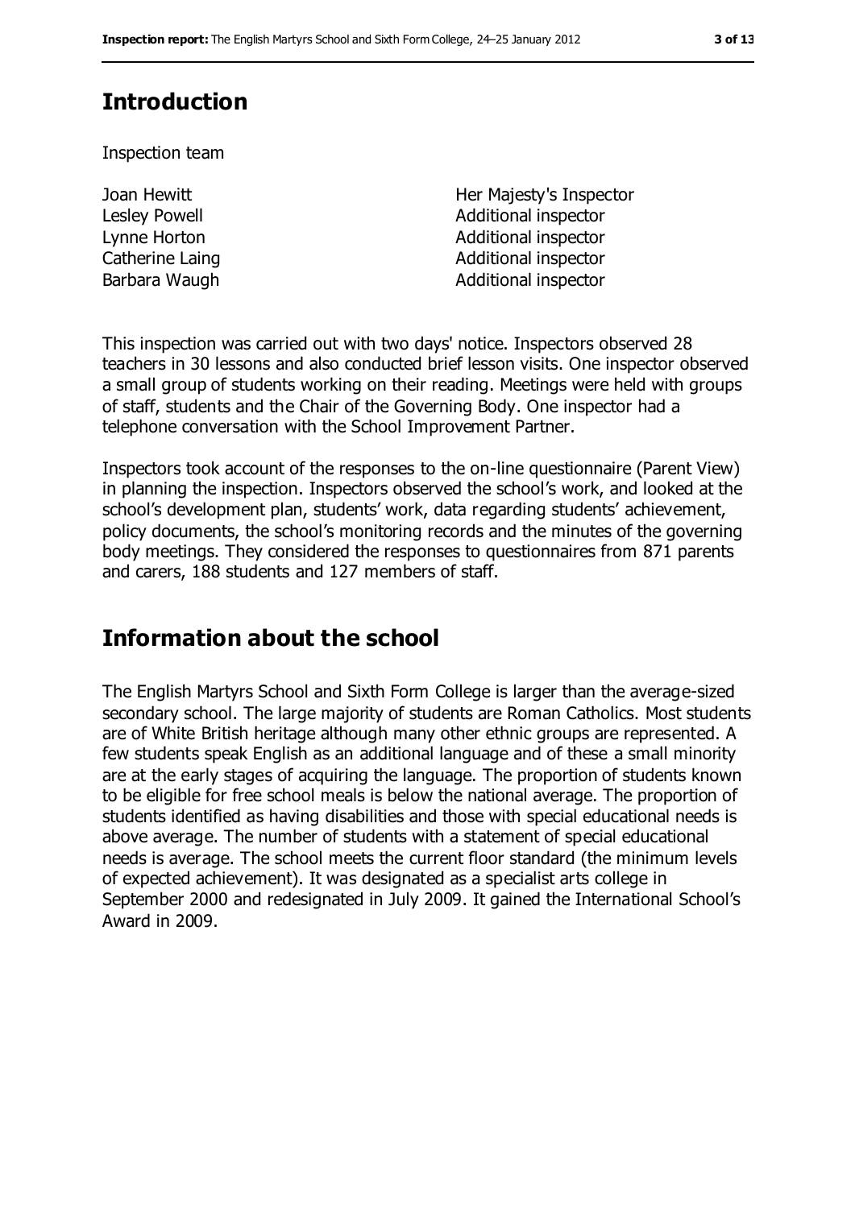## Introduction

Inspection team

| | |
|---|---|
| Joan Hewitt | Her Majesty's Inspector |
| Lesley Powell | Additional inspector |
| Lynne Horton | Additional inspector |
| Catherine Laing | Additional inspector |
| Barbara Waugh | Additional inspector |

This inspection was carried out with two days' notice. Inspectors observed 28 teachers in 30 lessons and also conducted brief lesson visits. One inspector observed a small group of students working on their reading. Meetings were held with groups of staff, students and the Chair of the Governing Body. One inspector had a telephone conversation with the School Improvement Partner.

Inspectors took account of the responses to the on-line questionnaire (Parent View) in planning the inspection. Inspectors observed the school's work, and looked at the school's development plan, students' work, data regarding students' achievement, policy documents, the school's monitoring records and the minutes of the governing body meetings. They considered the responses to questionnaires from 871 parents and carers, 188 students and 127 members of staff.

## Information about the school

The English Martyrs School and Sixth Form College is larger than the average-sized secondary school. The large majority of students are Roman Catholics. Most students are of White British heritage although many other ethnic groups are represented. A few students speak English as an additional language and of these a small minority are at the early stages of acquiring the language. The proportion of students known to be eligible for free school meals is below the national average. The proportion of students identified as having disabilities and those with special educational needs is above average. The number of students with a statement of special educational needs is average. The school meets the current floor standard (the minimum levels of expected achievement). It was designated as a specialist arts college in September 2000 and redesignated in July 2009. It gained the International School's Award in 2009.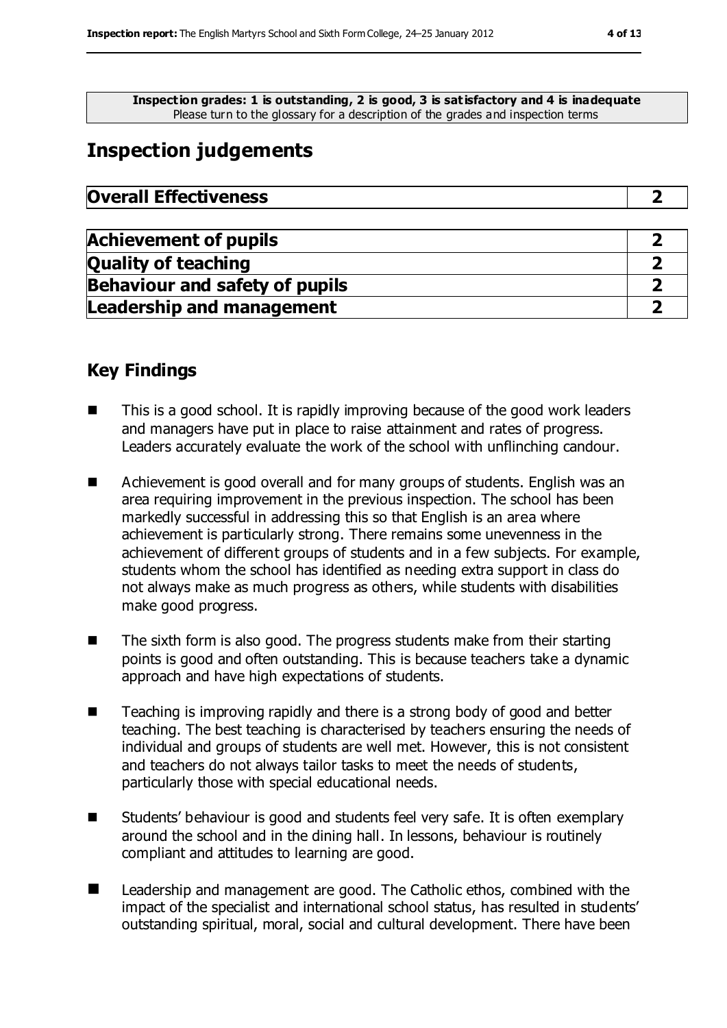**Inspection grades: 1 is outstanding, 2 is good, 3 is satisfactory and 4 is inadequate**
Please turn to the glossary for a description of the grades and inspection terms

## Inspection judgements

| **Overall Effectiveness** | **2** |
|---|---|

| **Achievement of pupils** | **2** |
|---|---|
| **Quality of teaching** | **2** |
| **Behaviour and safety of pupils** | **2** |
| **Leadership and management** | **2** |

### Key Findings

- This is a good school. It is rapidly improving because of the good work leaders and managers have put in place to raise attainment and rates of progress. Leaders accurately evaluate the work of the school with unflinching candour.
- Achievement is good overall and for many groups of students. English was an area requiring improvement in the previous inspection. The school has been markedly successful in addressing this so that English is an area where achievement is particularly strong. There remains some unevenness in the achievement of different groups of students and in a few subjects. For example, students whom the school has identified as needing extra support in class do not always make as much progress as others, while students with disabilities make good progress.
- The sixth form is also good. The progress students make from their starting points is good and often outstanding. This is because teachers take a dynamic approach and have high expectations of students.
- Teaching is improving rapidly and there is a strong body of good and better teaching. The best teaching is characterised by teachers ensuring the needs of individual and groups of students are well met. However, this is not consistent and teachers do not always tailor tasks to meet the needs of students, particularly those with special educational needs.
- Students' behaviour is good and students feel very safe. It is often exemplary around the school and in the dining hall. In lessons, behaviour is routinely compliant and attitudes to learning are good.
- Leadership and management are good. The Catholic ethos, combined with the impact of the specialist and international school status, has resulted in students' outstanding spiritual, moral, social and cultural development. There have been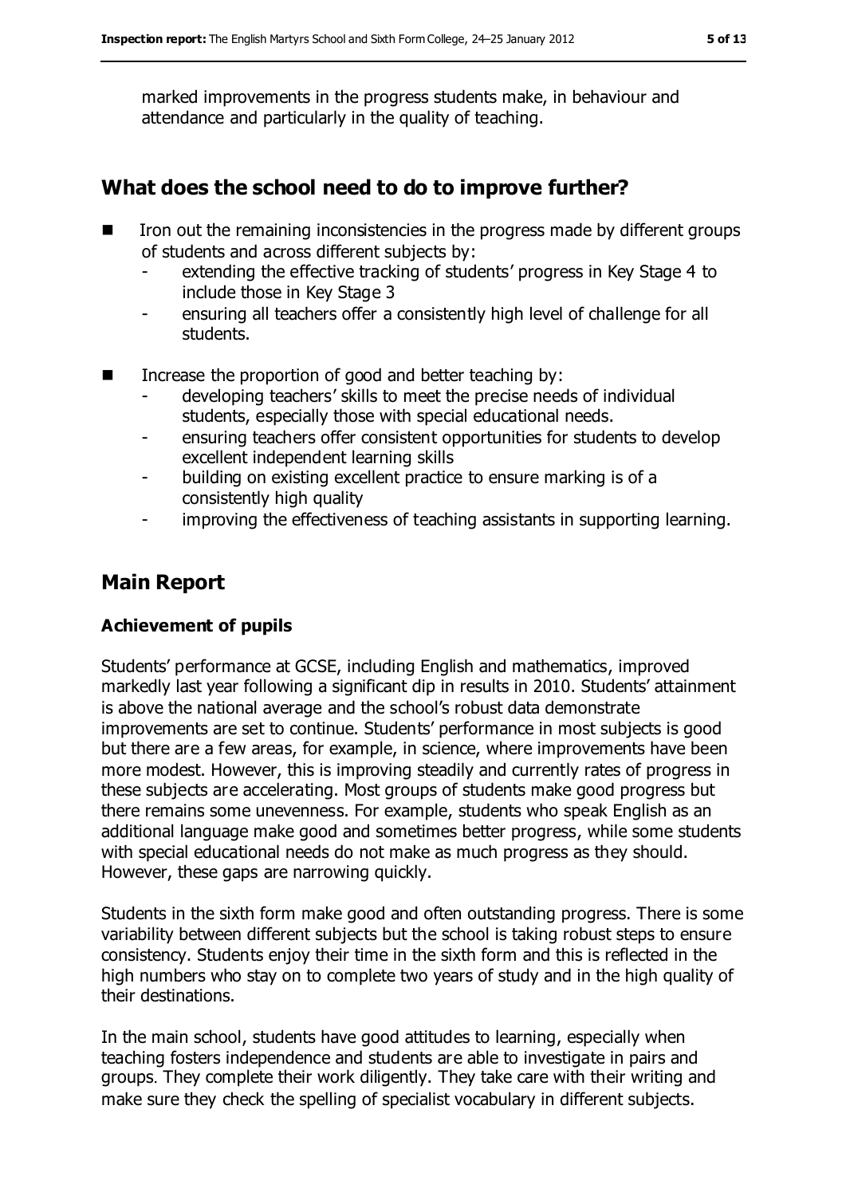marked improvements in the progress students make, in behaviour and attendance and particularly in the quality of teaching.

## What does the school need to do to improve further?

- Iron out the remaining inconsistencies in the progress made by different groups of students and across different subjects by:
  - extending the effective tracking of students' progress in Key Stage 4 to include those in Key Stage 3
  - ensuring all teachers offer a consistently high level of challenge for all students.
- Increase the proportion of good and better teaching by:
  - developing teachers' skills to meet the precise needs of individual students, especially those with special educational needs.
  - ensuring teachers offer consistent opportunities for students to develop excellent independent learning skills
  - building on existing excellent practice to ensure marking is of a consistently high quality
  - improving the effectiveness of teaching assistants in supporting learning.

## Main Report

### Achievement of pupils

Students' performance at GCSE, including English and mathematics, improved markedly last year following a significant dip in results in 2010. Students' attainment is above the national average and the school's robust data demonstrate improvements are set to continue. Students' performance in most subjects is good but there are a few areas, for example, in science, where improvements have been more modest. However, this is improving steadily and currently rates of progress in these subjects are accelerating. Most groups of students make good progress but there remains some unevenness. For example, students who speak English as an additional language make good and sometimes better progress, while some students with special educational needs do not make as much progress as they should. However, these gaps are narrowing quickly.

Students in the sixth form make good and often outstanding progress. There is some variability between different subjects but the school is taking robust steps to ensure consistency. Students enjoy their time in the sixth form and this is reflected in the high numbers who stay on to complete two years of study and in the high quality of their destinations.

In the main school, students have good attitudes to learning, especially when teaching fosters independence and students are able to investigate in pairs and groups. They complete their work diligently. They take care with their writing and make sure they check the spelling of specialist vocabulary in different subjects.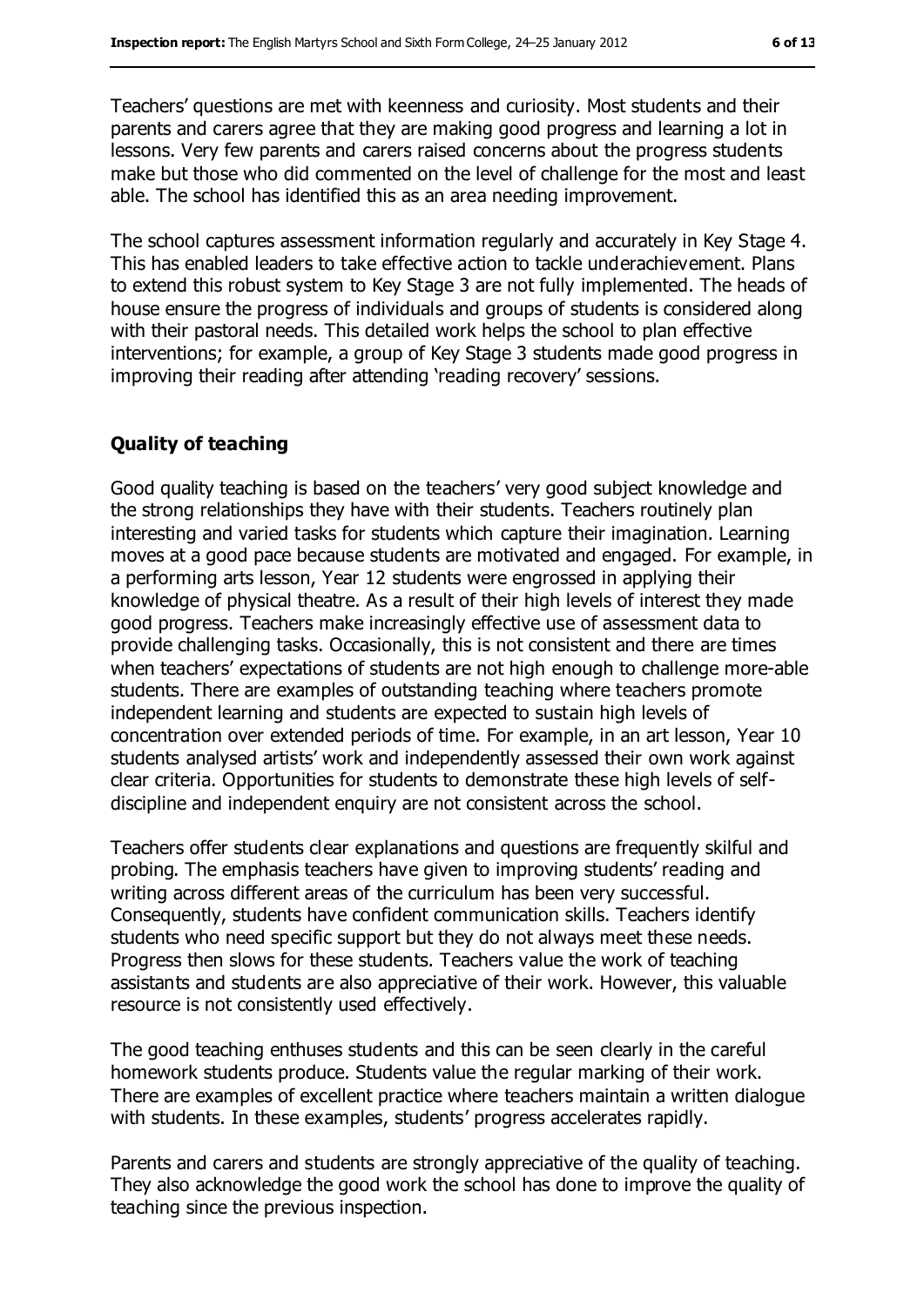Teachers' questions are met with keenness and curiosity. Most students and their parents and carers agree that they are making good progress and learning a lot in lessons. Very few parents and carers raised concerns about the progress students make but those who did commented on the level of challenge for the most and least able. The school has identified this as an area needing improvement.

The school captures assessment information regularly and accurately in Key Stage 4. This has enabled leaders to take effective action to tackle underachievement. Plans to extend this robust system to Key Stage 3 are not fully implemented. The heads of house ensure the progress of individuals and groups of students is considered along with their pastoral needs. This detailed work helps the school to plan effective interventions; for example, a group of Key Stage 3 students made good progress in improving their reading after attending 'reading recovery' sessions.

### Quality of teaching

Good quality teaching is based on the teachers' very good subject knowledge and the strong relationships they have with their students. Teachers routinely plan interesting and varied tasks for students which capture their imagination. Learning moves at a good pace because students are motivated and engaged. For example, in a performing arts lesson, Year 12 students were engrossed in applying their knowledge of physical theatre. As a result of their high levels of interest they made good progress. Teachers make increasingly effective use of assessment data to provide challenging tasks. Occasionally, this is not consistent and there are times when teachers' expectations of students are not high enough to challenge more-able students. There are examples of outstanding teaching where teachers promote independent learning and students are expected to sustain high levels of concentration over extended periods of time. For example, in an art lesson, Year 10 students analysed artists' work and independently assessed their own work against clear criteria. Opportunities for students to demonstrate these high levels of self-discipline and independent enquiry are not consistent across the school.

Teachers offer students clear explanations and questions are frequently skilful and probing. The emphasis teachers have given to improving students' reading and writing across different areas of the curriculum has been very successful. Consequently, students have confident communication skills. Teachers identify students who need specific support but they do not always meet these needs. Progress then slows for these students. Teachers value the work of teaching assistants and students are also appreciative of their work. However, this valuable resource is not consistently used effectively.

The good teaching enthuses students and this can be seen clearly in the careful homework students produce. Students value the regular marking of their work. There are examples of excellent practice where teachers maintain a written dialogue with students. In these examples, students' progress accelerates rapidly.

Parents and carers and students are strongly appreciative of the quality of teaching. They also acknowledge the good work the school has done to improve the quality of teaching since the previous inspection.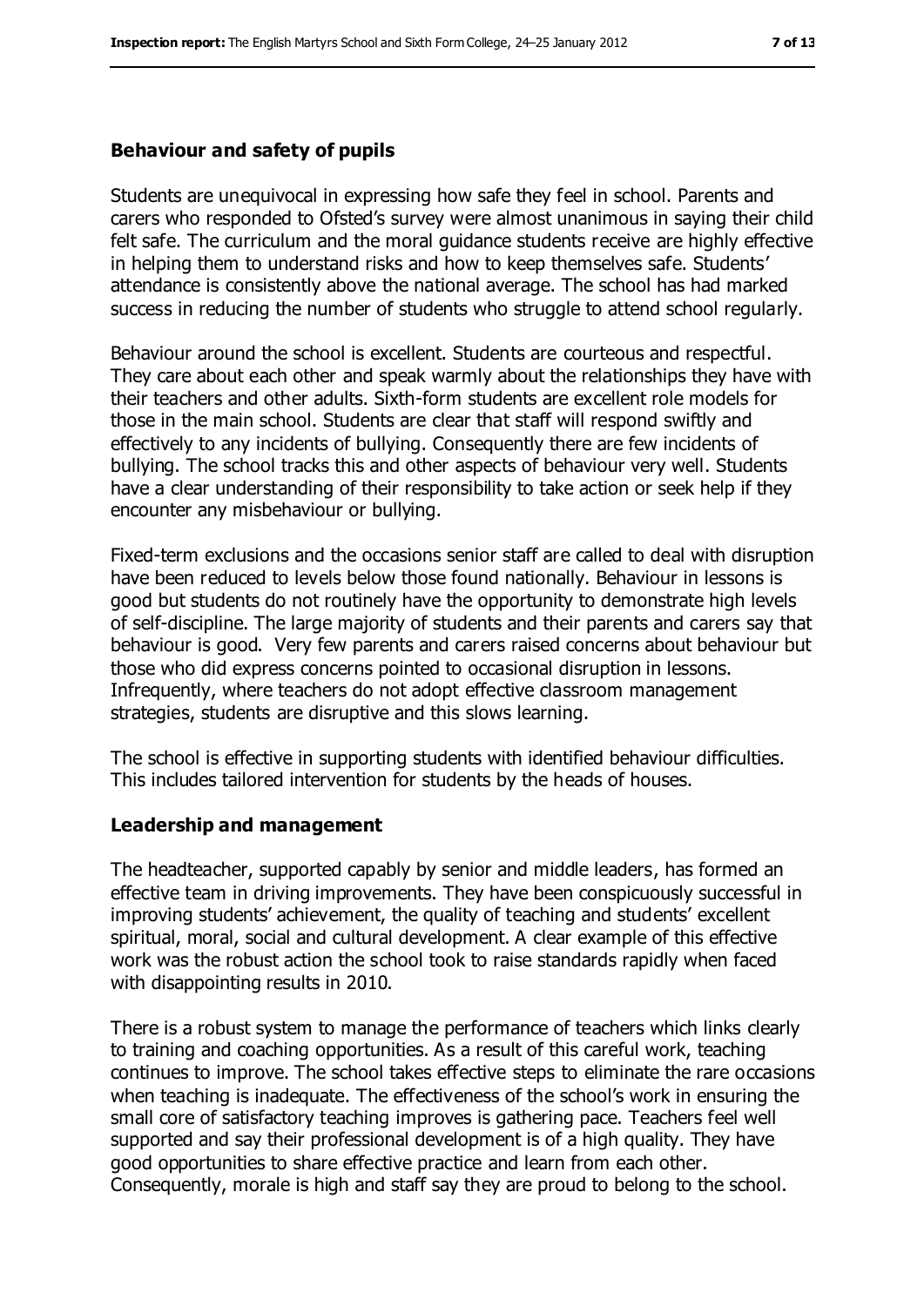### Behaviour and safety of pupils

Students are unequivocal in expressing how safe they feel in school. Parents and carers who responded to Ofsted's survey were almost unanimous in saying their child felt safe. The curriculum and the moral guidance students receive are highly effective in helping them to understand risks and how to keep themselves safe. Students' attendance is consistently above the national average. The school has had marked success in reducing the number of students who struggle to attend school regularly.

Behaviour around the school is excellent. Students are courteous and respectful. They care about each other and speak warmly about the relationships they have with their teachers and other adults. Sixth-form students are excellent role models for those in the main school. Students are clear that staff will respond swiftly and effectively to any incidents of bullying. Consequently there are few incidents of bullying. The school tracks this and other aspects of behaviour very well. Students have a clear understanding of their responsibility to take action or seek help if they encounter any misbehaviour or bullying.

Fixed-term exclusions and the occasions senior staff are called to deal with disruption have been reduced to levels below those found nationally. Behaviour in lessons is good but students do not routinely have the opportunity to demonstrate high levels of self-discipline. The large majority of students and their parents and carers say that behaviour is good. Very few parents and carers raised concerns about behaviour but those who did express concerns pointed to occasional disruption in lessons. Infrequently, where teachers do not adopt effective classroom management strategies, students are disruptive and this slows learning.

The school is effective in supporting students with identified behaviour difficulties. This includes tailored intervention for students by the heads of houses.

### Leadership and management

The headteacher, supported capably by senior and middle leaders, has formed an effective team in driving improvements. They have been conspicuously successful in improving students' achievement, the quality of teaching and students' excellent spiritual, moral, social and cultural development. A clear example of this effective work was the robust action the school took to raise standards rapidly when faced with disappointing results in 2010.

There is a robust system to manage the performance of teachers which links clearly to training and coaching opportunities. As a result of this careful work, teaching continues to improve. The school takes effective steps to eliminate the rare occasions when teaching is inadequate. The effectiveness of the school's work in ensuring the small core of satisfactory teaching improves is gathering pace. Teachers feel well supported and say their professional development is of a high quality. They have good opportunities to share effective practice and learn from each other. Consequently, morale is high and staff say they are proud to belong to the school.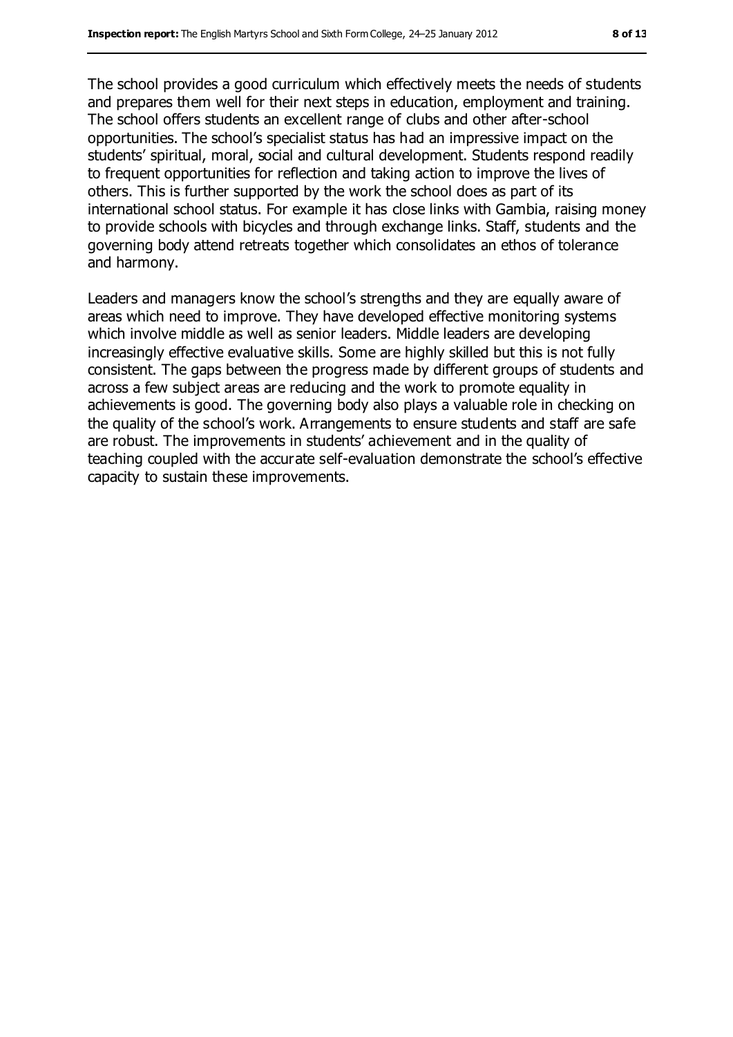The school provides a good curriculum which effectively meets the needs of students and prepares them well for their next steps in education, employment and training. The school offers students an excellent range of clubs and other after-school opportunities. The school's specialist status has had an impressive impact on the students' spiritual, moral, social and cultural development. Students respond readily to frequent opportunities for reflection and taking action to improve the lives of others. This is further supported by the work the school does as part of its international school status. For example it has close links with Gambia, raising money to provide schools with bicycles and through exchange links. Staff, students and the governing body attend retreats together which consolidates an ethos of tolerance and harmony.

Leaders and managers know the school's strengths and they are equally aware of areas which need to improve. They have developed effective monitoring systems which involve middle as well as senior leaders. Middle leaders are developing increasingly effective evaluative skills. Some are highly skilled but this is not fully consistent. The gaps between the progress made by different groups of students and across a few subject areas are reducing and the work to promote equality in achievements is good. The governing body also plays a valuable role in checking on the quality of the school's work. Arrangements to ensure students and staff are safe are robust. The improvements in students' achievement and in the quality of teaching coupled with the accurate self-evaluation demonstrate the school's effective capacity to sustain these improvements.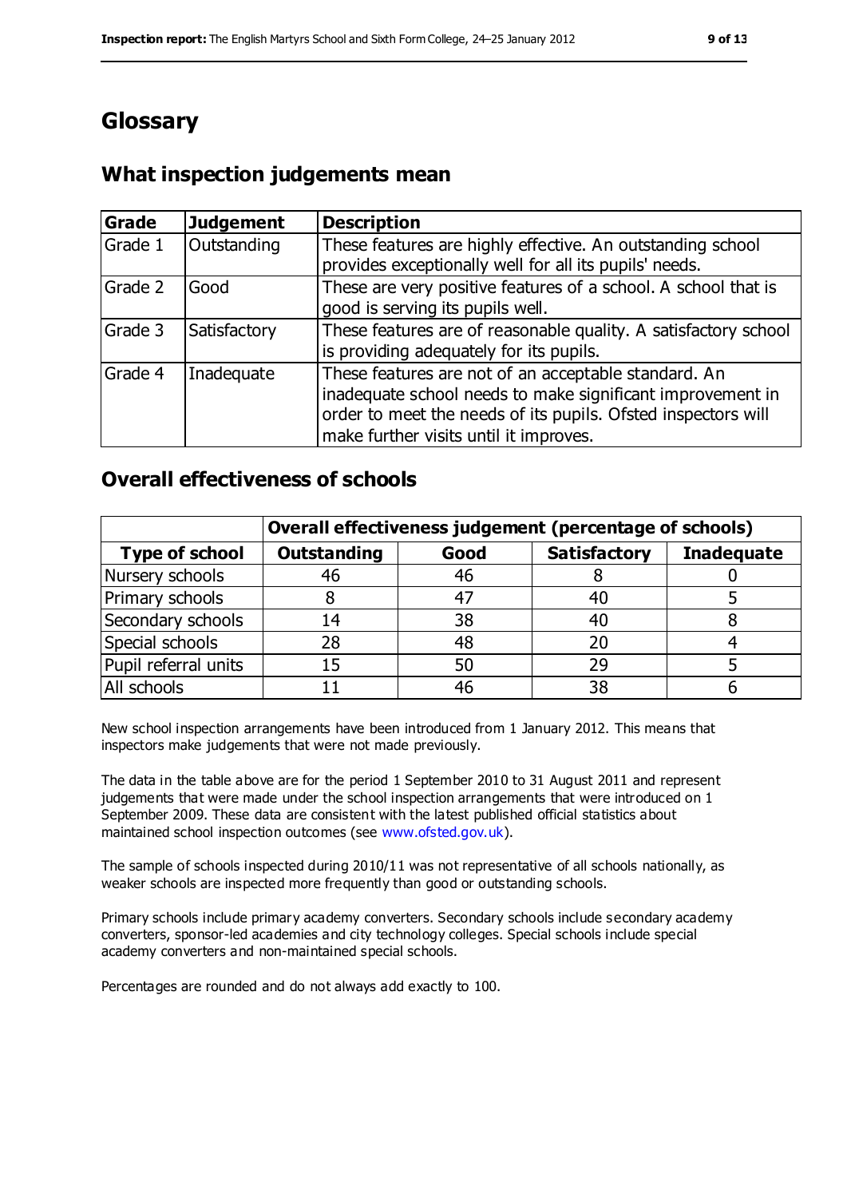# Glossary

## What inspection judgements mean

| Grade | Judgement | Description |
|---|---|---|
| Grade 1 | Outstanding | These features are highly effective. An outstanding school provides exceptionally well for all its pupils' needs. |
| Grade 2 | Good | These are very positive features of a school. A school that is good is serving its pupils well. |
| Grade 3 | Satisfactory | These features are of reasonable quality. A satisfactory school is providing adequately for its pupils. |
| Grade 4 | Inadequate | These features are not of an acceptable standard. An inadequate school needs to make significant improvement in order to meet the needs of its pupils. Ofsted inspectors will make further visits until it improves. |

## Overall effectiveness of schools

| | Overall effectiveness judgement (percentage of schools) | | | |
|---|---|---|---|---|
| **Type of school** | **Outstanding** | **Good** | **Satisfactory** | **Inadequate** |
| Nursery schools | 46 | 46 | 8 | 0 |
| Primary schools | 8 | 47 | 40 | 5 |
| Secondary schools | 14 | 38 | 40 | 8 |
| Special schools | 28 | 48 | 20 | 4 |
| Pupil referral units | 15 | 50 | 29 | 5 |
| All schools | 11 | 46 | 38 | 6 |

New school inspection arrangements have been introduced from 1 January 2012. This means that inspectors make judgements that were not made previously.

The data in the table above are for the period 1 September 2010 to 31 August 2011 and represent judgements that were made under the school inspection arrangements that were introduced on 1 September 2009. These data are consistent with the latest published official statistics about maintained school inspection outcomes (see www.ofsted.gov.uk).

The sample of schools inspected during 2010/11 was not representative of all schools nationally, as weaker schools are inspected more frequently than good or outstanding schools.

Primary schools include primary academy converters. Secondary schools include secondary academy converters, sponsor-led academies and city technology colleges. Special schools include special academy converters and non-maintained special schools.

Percentages are rounded and do not always add exactly to 100.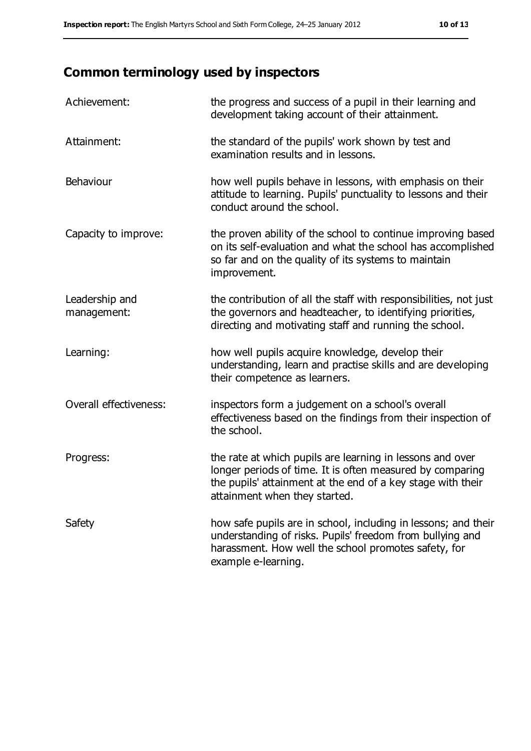## Common terminology used by inspectors

| | |
|---|---|
| Achievement: | the progress and success of a pupil in their learning and development taking account of their attainment. |
| Attainment: | the standard of the pupils' work shown by test and examination results and in lessons. |
| Behaviour | how well pupils behave in lessons, with emphasis on their attitude to learning. Pupils' punctuality to lessons and their conduct around the school. |
| Capacity to improve: | the proven ability of the school to continue improving based on its self-evaluation and what the school has accomplished so far and on the quality of its systems to maintain improvement. |
| Leadership and management: | the contribution of all the staff with responsibilities, not just the governors and headteacher, to identifying priorities, directing and motivating staff and running the school. |
| Learning: | how well pupils acquire knowledge, develop their understanding, learn and practise skills and are developing their competence as learners. |
| Overall effectiveness: | inspectors form a judgement on a school's overall effectiveness based on the findings from their inspection of the school. |
| Progress: | the rate at which pupils are learning in lessons and over longer periods of time. It is often measured by comparing the pupils' attainment at the end of a key stage with their attainment when they started. |
| Safety | how safe pupils are in school, including in lessons; and their understanding of risks. Pupils' freedom from bullying and harassment. How well the school promotes safety, for example e-learning. |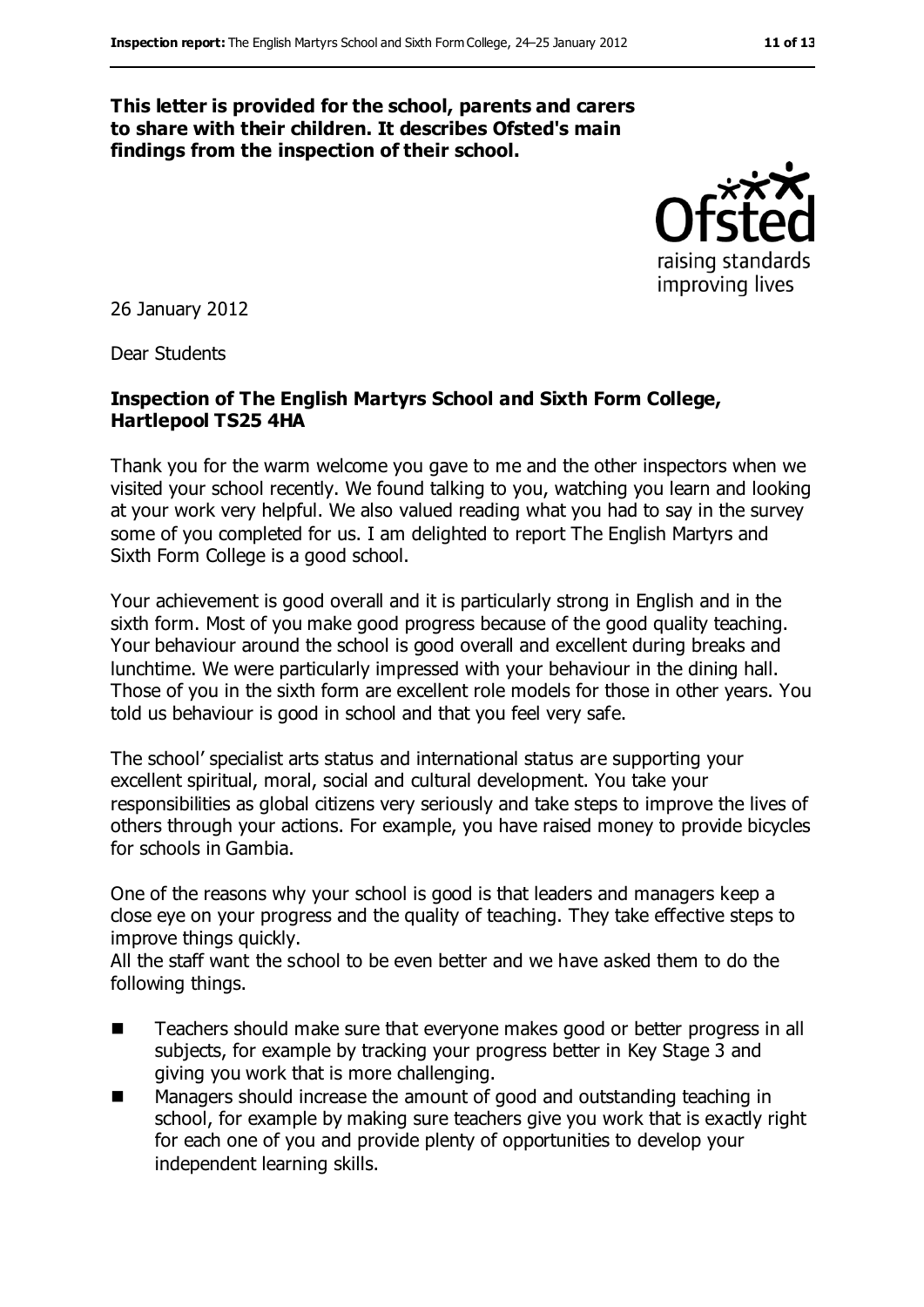**This letter is provided for the school, parents and carers to share with their children. It describes Ofsted's main findings from the inspection of their school.**

26 January 2012

Dear Students

**Inspection of The English Martyrs School and Sixth Form College, Hartlepool TS25 4HA**

Thank you for the warm welcome you gave to me and the other inspectors when we visited your school recently. We found talking to you, watching you learn and looking at your work very helpful. We also valued reading what you had to say in the survey some of you completed for us. I am delighted to report The English Martyrs and Sixth Form College is a good school.

Your achievement is good overall and it is particularly strong in English and in the sixth form. Most of you make good progress because of the good quality teaching. Your behaviour around the school is good overall and excellent during breaks and lunchtime. We were particularly impressed with your behaviour in the dining hall. Those of you in the sixth form are excellent role models for those in other years. You told us behaviour is good in school and that you feel very safe.

The school' specialist arts status and international status are supporting your excellent spiritual, moral, social and cultural development. You take your responsibilities as global citizens very seriously and take steps to improve the lives of others through your actions. For example, you have raised money to provide bicycles for schools in Gambia.

One of the reasons why your school is good is that leaders and managers keep a close eye on your progress and the quality of teaching. They take effective steps to improve things quickly.

All the staff want the school to be even better and we have asked them to do the following things.

- Teachers should make sure that everyone makes good or better progress in all subjects, for example by tracking your progress better in Key Stage 3 and giving you work that is more challenging.
- Managers should increase the amount of good and outstanding teaching in school, for example by making sure teachers give you work that is exactly right for each one of you and provide plenty of opportunities to develop your independent learning skills.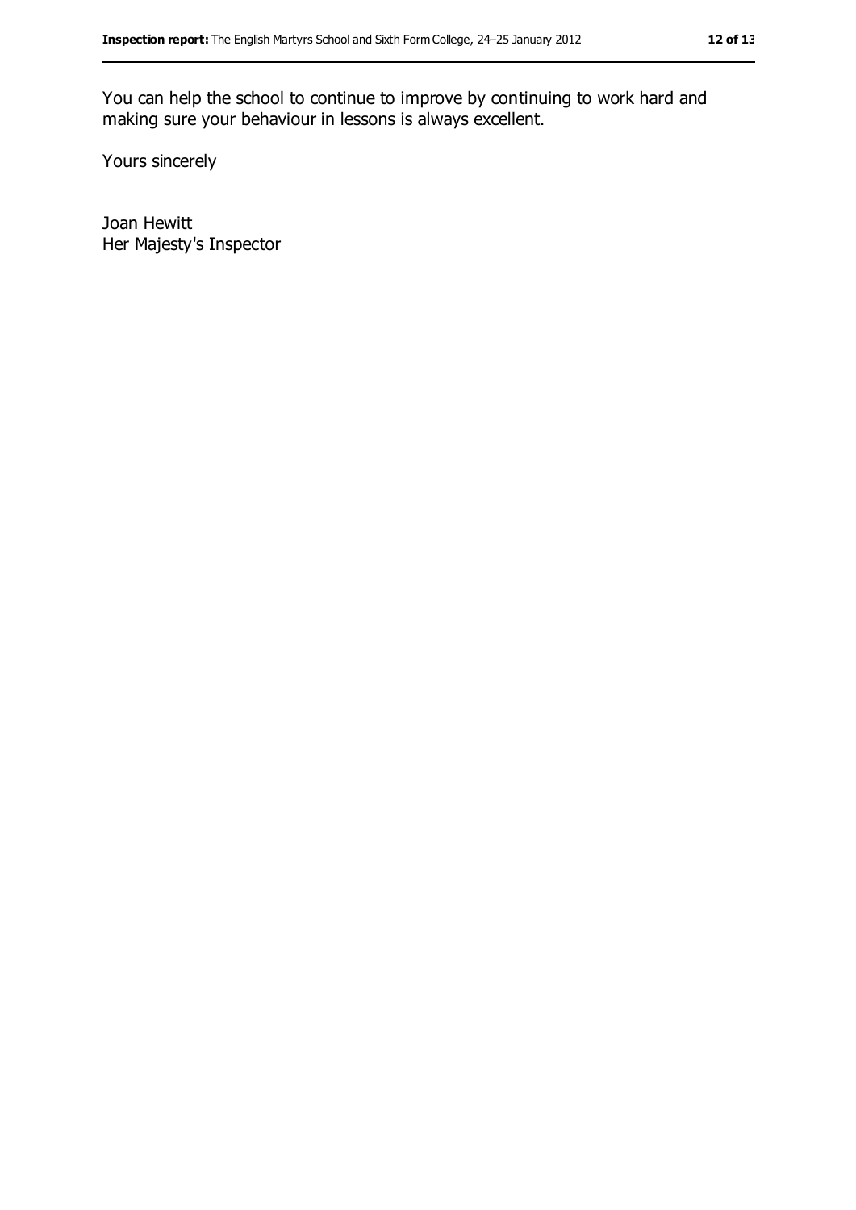You can help the school to continue to improve by continuing to work hard and making sure your behaviour in lessons is always excellent.

Yours sincerely

Joan Hewitt
Her Majesty's Inspector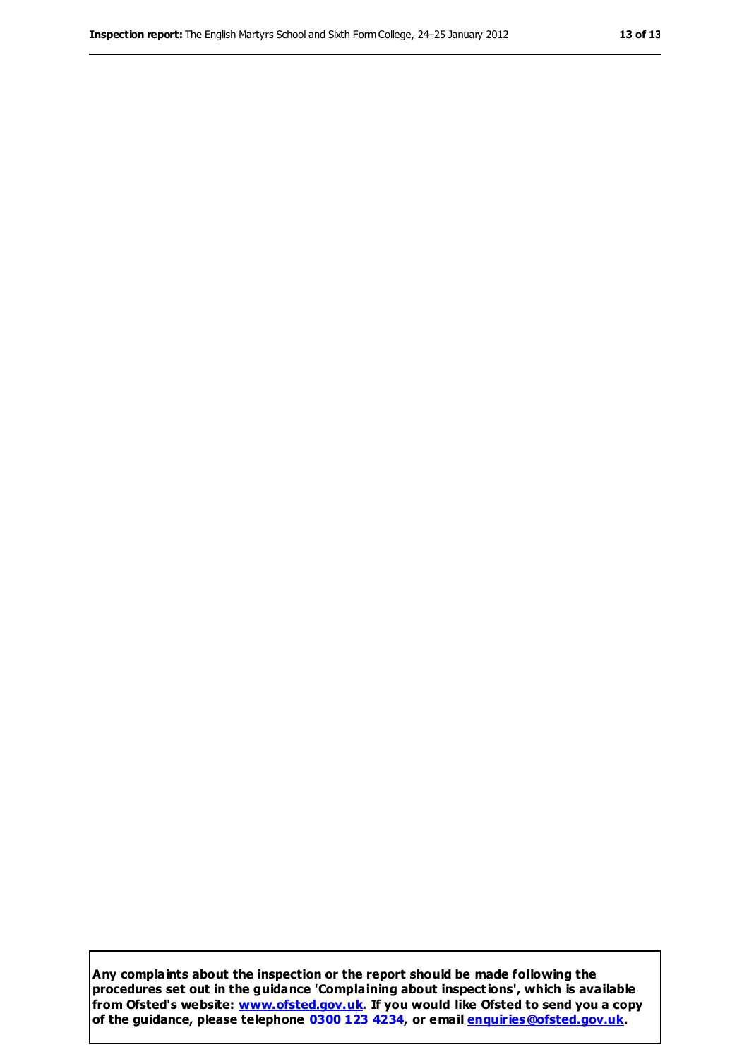**Any complaints about the inspection or the report should be made following the procedures set out in the guidance 'Complaining about inspections', which is available from Ofsted's website: www.ofsted.gov.uk. If you would like Ofsted to send you a copy of the guidance, please telephone 0300 123 4234, or email enquiries@ofsted.gov.uk.**